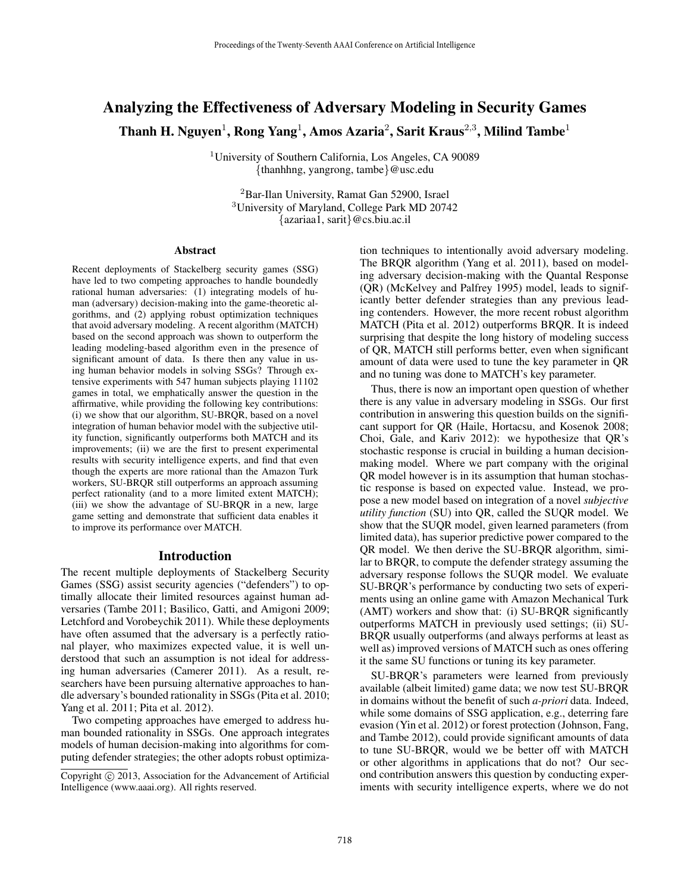# Analyzing the Effectiveness of Adversary Modeling in Security Games

**Thanh H. Nguyen**[1], **Rong Yang**[1], **Amos Azaria**[2], **Sarit Kraus**[2,3], **Milind Tambe**[1]

[1]University of Southern California, Los Angeles, CA 90089
{thanhhng, yangrong, tambe}@usc.edu

[2]Bar-Ilan University, Ramat Gan 52900, Israel
[3]University of Maryland, College Park MD 20742
{azariaa1, sarit}@cs.biu.ac.il

## Abstract

Recent deployments of Stackelberg security games (SSG) have led to two competing approaches to handle boundedly rational human adversaries: (1) integrating models of human (adversary) decision-making into the game-theoretic algorithms, and (2) applying robust optimization techniques that avoid adversary modeling. A recent algorithm (MATCH) based on the second approach was shown to outperform the leading modeling-based algorithm even in the presence of significant amount of data. Is there then any value in using human behavior models in solving SSGs? Through extensive experiments with 547 human subjects playing 11102 games in total, we emphatically answer the question in the affirmative, while providing the following key contributions: (i) we show that our algorithm, SU-BRQR, based on a novel integration of human behavior model with the subjective utility function, significantly outperforms both MATCH and its improvements; (ii) we are the first to present experimental results with security intelligence experts, and find that even though the experts are more rational than the Amazon Turk workers, SU-BRQR still outperforms an approach assuming perfect rationality (and to a more limited extent MATCH); (iii) we show the advantage of SU-BRQR in a new, large game setting and demonstrate that sufficient data enables it to improve its performance over MATCH.

## Introduction

The recent multiple deployments of Stackelberg Security Games (SSG) assist security agencies ("defenders") to optimally allocate their limited resources against human adversaries (Tambe 2011; Basilico, Gatti, and Amigoni 2009; Letchford and Vorobeychik 2011). While these deployments have often assumed that the adversary is a perfectly rational player, who maximizes expected value, it is well understood that such an assumption is not ideal for addressing human adversaries (Camerer 2011). As a result, researchers have been pursuing alternative approaches to handle adversary's bounded rationality in SSGs (Pita et al. 2010; Yang et al. 2011; Pita et al. 2012).

Two competing approaches have emerged to address human bounded rationality in SSGs. One approach integrates models of human decision-making into algorithms for computing defender strategies; the other adopts robust optimization techniques to intentionally avoid adversary modeling. The BRQR algorithm (Yang et al. 2011), based on modeling adversary decision-making with the Quantal Response (QR) (McKelvey and Palfrey 1995) model, leads to significantly better defender strategies than any previous leading contenders. However, the more recent robust algorithm MATCH (Pita et al. 2012) outperforms BRQR. It is indeed surprising that despite the long history of modeling success of QR, MATCH still performs better, even when significant amount of data were used to tune the key parameter in QR and no tuning was done to MATCH's key parameter.

Thus, there is now an important open question of whether there is any value in adversary modeling in SSGs. Our first contribution in answering this question builds on the significant support for QR (Haile, Hortacsu, and Kosenok 2008; Choi, Gale, and Kariv 2012): we hypothesize that QR's stochastic response is crucial in building a human decision-making model. Where we part company with the original QR model however is in its assumption that human stochastic response is based on expected value. Instead, we propose a new model based on integration of a novel *subjective utility function* (SU) into QR, called the SUQR model. We show that the SUQR model, given learned parameters (from limited data), has superior predictive power compared to the QR model. We then derive the SU-BRQR algorithm, similar to BRQR, to compute the defender strategy assuming the adversary response follows the SUQR model. We evaluate SU-BRQR's performance by conducting two sets of experiments using an online game with Amazon Mechanical Turk (AMT) workers and show that: (i) SU-BRQR significantly outperforms MATCH in previously used settings; (ii) SU-BRQR usually outperforms (and always performs at least as well as) improved versions of MATCH such as ones offering it the same SU functions or tuning its key parameter.

SU-BRQR's parameters were learned from previously available (albeit limited) game data; we now test SU-BRQR in domains without the benefit of such *a-priori* data. Indeed, while some domains of SSG application, e.g., deterring fare evasion (Yin et al. 2012) or forest protection (Johnson, Fang, and Tambe 2012), could provide significant amounts of data to tune SU-BRQR, would we be better off with MATCH or other algorithms in applications that do not? Our second contribution answers this question by conducting experiments with security intelligence experts, where we do not

Copyright © 2013, Association for the Advancement of Artificial Intelligence (www.aaai.org). All rights reserved.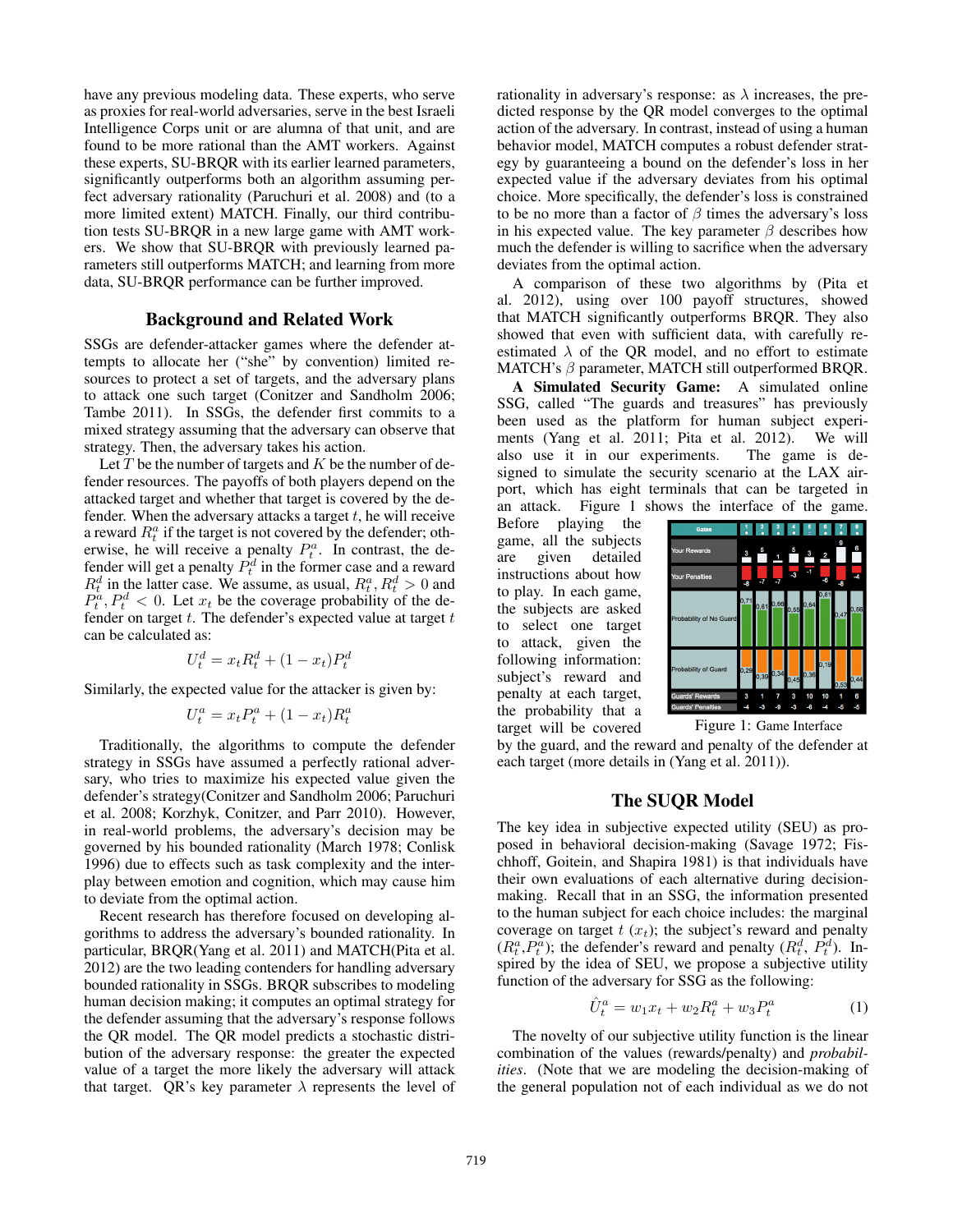have any previous modeling data. These experts, who serve as proxies for real-world adversaries, serve in the best Israeli Intelligence Corps unit or are alumna of that unit, and are found to be more rational than the AMT workers. Against these experts, SU-BRQR with its earlier learned parameters, significantly outperforms both an algorithm assuming perfect adversary rationality (Paruchuri et al. 2008) and (to a more limited extent) MATCH. Finally, our third contribution tests SU-BRQR in a new large game with AMT workers. We show that SU-BRQR with previously learned parameters still outperforms MATCH; and learning from more data, SU-BRQR performance can be further improved.

## Background and Related Work

SSGs are defender-attacker games where the defender attempts to allocate her ("she" by convention) limited resources to protect a set of targets, and the adversary plans to attack one such target (Conitzer and Sandholm 2006; Tambe 2011). In SSGs, the defender first commits to a mixed strategy assuming that the adversary can observe that strategy. Then, the adversary takes his action.

Let $T$ be the number of targets and $K$ be the number of defender resources. The payoffs of both players depend on the attacked target and whether that target is covered by the defender. When the adversary attacks a target $t$, he will receive a reward $R_t^a$ if the target is not covered by the defender; otherwise, he will receive a penalty $P_t^a$. In contrast, the defender will get a penalty $P_t^d$ in the former case and a reward $R_t^d$ in the latter case. We assume, as usual, $R_t^a, R_t^d > 0$ and $P_t^a, P_t^d < 0$. Let $x_t$ be the coverage probability of the defender on target $t$. The defender's expected value at target $t$ can be calculated as:

$$U_t^d = x_t R_t^d + (1 - x_t) P_t^d$$

Similarly, the expected value for the attacker is given by:

$$U_t^a = x_t P_t^a + (1 - x_t) R_t^a$$

Traditionally, the algorithms to compute the defender strategy in SSGs have assumed a perfectly rational adversary, who tries to maximize his expected value given the defender's strategy(Conitzer and Sandholm 2006; Paruchuri et al. 2008; Korzhyk, Conitzer, and Parr 2010). However, in real-world problems, the adversary's decision may be governed by his bounded rationality (March 1978; Conlisk 1996) due to effects such as task complexity and the interplay between emotion and cognition, which may cause him to deviate from the optimal action.

Recent research has therefore focused on developing algorithms to address the adversary's bounded rationality. In particular, BRQR(Yang et al. 2011) and MATCH(Pita et al. 2012) are the two leading contenders for handling adversary bounded rationality in SSGs. BRQR subscribes to modeling human decision making; it computes an optimal strategy for the defender assuming that the adversary's response follows the QR model. The QR model predicts a stochastic distribution of the adversary response: the greater the expected value of a target the more likely the adversary will attack that target. QR's key parameter $\lambda$ represents the level of rationality in adversary's response: as $\lambda$ increases, the predicted response by the QR model converges to the optimal action of the adversary. In contrast, instead of using a human behavior model, MATCH computes a robust defender strategy by guaranteeing a bound on the defender's loss in her expected value if the adversary deviates from his optimal choice. More specifically, the defender's loss is constrained to be no more than a factor of $\beta$ times the adversary's loss in his expected value. The key parameter $\beta$ describes how much the defender is willing to sacrifice when the adversary deviates from the optimal action.

A comparison of these two algorithms by (Pita et al. 2012), using over 100 payoff structures, showed that MATCH significantly outperforms BRQR. They also showed that even with sufficient data, with carefully re-estimated $\lambda$ of the QR model, and no effort to estimate MATCH's $\beta$ parameter, MATCH still outperformed BRQR.

**A Simulated Security Game:** A simulated online SSG, called "The guards and treasures" has previously been used as the platform for human subject experiments (Yang et al. 2011; Pita et al. 2012). We will also use it in our experiments. The game is designed to simulate the security scenario at the LAX airport, which has eight terminals that can be targeted in an attack. Figure 1 shows the interface of the game. Before playing the game, all the subjects are given detailed instructions about how to play. In each game, the subjects are asked to select one target to attack, given the following information: subject's reward and penalty at each target, the probability that a target will be covered by the guard, and the reward and penalty of the defender at each target (more details in (Yang et al. 2011)).

Figure 1: Game Interface

## The SUQR Model

The key idea in subjective expected utility (SEU) as proposed in behavioral decision-making (Savage 1972; Fischhoff, Goitein, and Shapira 1981) is that individuals have their own evaluations of each alternative during decision-making. Recall that in an SSG, the information presented to the human subject for each choice includes: the marginal coverage on target $t$ ($x_t$); the subject's reward and penalty ($R_t^a$,$P_t^a$); the defender's reward and penalty ($R_t^d$, $P_t^d$). Inspired by the idea of SEU, we propose a subjective utility function of the adversary for SSG as the following:

$$\hat{U}_t^a = w_1 x_t + w_2 R_t^a + w_3 P_t^a \tag{1}$$

The novelty of our subjective utility function is the linear combination of the values (rewards/penalty) and *probabilities*. (Note that we are modeling the decision-making of the general population not of each individual as we do not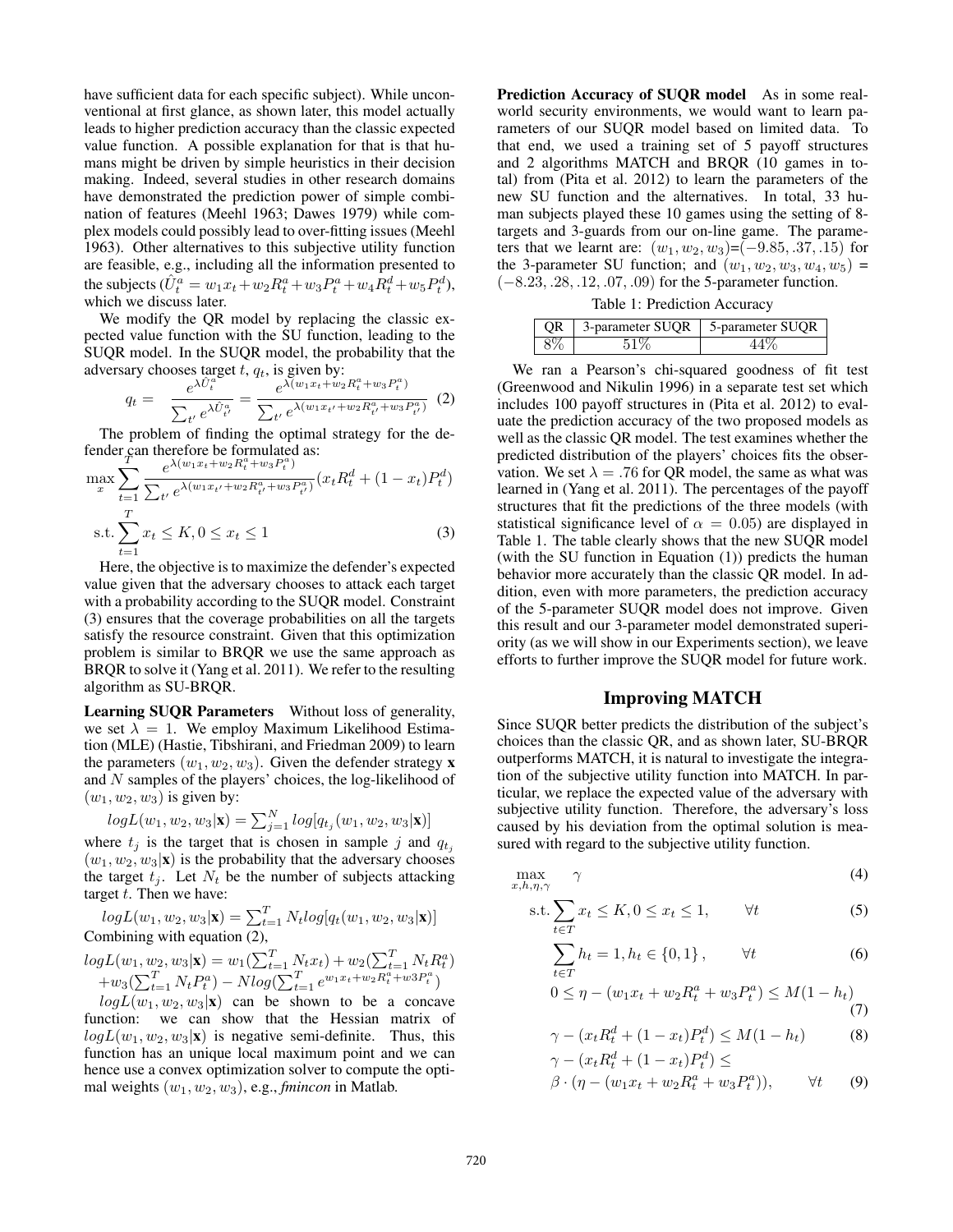have sufficient data for each specific subject). While unconventional at first glance, as shown later, this model actually leads to higher prediction accuracy than the classic expected value function. A possible explanation for that is that humans might be driven by simple heuristics in their decision making. Indeed, several studies in other research domains have demonstrated the prediction power of simple combination of features (Meehl 1963; Dawes 1979) while complex models could possibly lead to over-fitting issues (Meehl 1963). Other alternatives to this subjective utility function are feasible, e.g., including all the information presented to the subjects ($\hat{U}_t^a = w_1 x_t + w_2 R_t^a + w_3 P_t^a + w_4 R_t^d + w_5 P_t^d$), which we discuss later.

We modify the QR model by replacing the classic expected value function with the SU function, leading to the SUQR model. In the SUQR model, the probability that the adversary chooses target $t$, $q_t$, is given by:

$$q_t = \frac{e^{\lambda \hat{U}_t^a}}{\sum_{t'} e^{\lambda \hat{U}_{t'}^a}} = \frac{e^{\lambda(w_1 x_t + w_2 R_t^a + w_3 P_t^a)}}{\sum_{t'} e^{\lambda(w_1 x_{t'} + w_2 R_{t'}^a + w_3 P_{t'}^a)}} \quad (2)$$

The problem of finding the optimal strategy for the defender can therefore be formulated as:

$$\max_x \sum_{t=1}^{T} \frac{e^{\lambda(w_1 x_t + w_2 R_t^a + w_3 P_t^a)}}{\sum_{t'} e^{\lambda(w_1 x_{t'} + w_2 R_{t'}^a + w_3 P_{t'}^a)}} (x_t R_t^d + (1 - x_t) P_t^d)$$

$$\text{s.t.} \sum_{t=1}^{T} x_t \leq K, 0 \leq x_t \leq 1 \quad (3)$$

Here, the objective is to maximize the defender's expected value given that the adversary chooses to attack each target with a probability according to the SUQR model. Constraint (3) ensures that the coverage probabilities on all the targets satisfy the resource constraint. Given that this optimization problem is similar to BRQR we use the same approach as BRQR to solve it (Yang et al. 2011). We refer to the resulting algorithm as SU-BRQR.

**Learning SUQR Parameters** Without loss of generality, we set $\lambda = 1$. We employ Maximum Likelihood Estimation (MLE) (Hastie, Tibshirani, and Friedman 2009) to learn the parameters $(w_1, w_2, w_3)$. Given the defender strategy $\mathbf{x}$ and $N$ samples of the players' choices, the log-likelihood of $(w_1, w_2, w_3)$ is given by:

$$logL(w_1, w_2, w_3|\mathbf{x}) = \sum_{j=1}^{N} log[q_{t_j}(w_1, w_2, w_3|\mathbf{x})]$$

where $t_j$ is the target that is chosen in sample $j$ and $q_{t_j}(w_1, w_2, w_3|\mathbf{x})$ is the probability that the adversary chooses the target $t_j$. Let $N_t$ be the number of subjects attacking target $t$. Then we have:

$$logL(w_1, w_2, w_3|\mathbf{x}) = \sum_{t=1}^{T} N_t log[q_t(w_1, w_2, w_3|\mathbf{x})]$$

Combining with equation (2),

$$logL(w_1, w_2, w_3|\mathbf{x}) = w_1(\sum_{t=1}^{T} N_t x_t) + w_2(\sum_{t=1}^{T} N_t R_t^a) + w_3(\sum_{t=1}^{T} N_t P_t^a) - N log(\sum_{t=1}^{T} e^{w_1 x_t + w_2 R_t^a + w3 P_t^a})$$

$logL(w_1, w_2, w_3|\mathbf{x})$ can be shown to be a concave function: we can show that the Hessian matrix of $logL(w_1, w_2, w_3|\mathbf{x})$ is negative semi-definite. Thus, this function has an unique local maximum point and we can hence use a convex optimization solver to compute the optimal weights $(w_1, w_2, w_3)$, e.g., *fmincon* in Matlab.

**Prediction Accuracy of SUQR model** As in some real-world security environments, we would want to learn parameters of our SUQR model based on limited data. To that end, we used a training set of 5 payoff structures and 2 algorithms MATCH and BRQR (10 games in total) from (Pita et al. 2012) to learn the parameters of the new SU function and the alternatives. In total, 33 human subjects played these 10 games using the setting of 8-targets and 3-guards from our on-line game. The parameters that we learnt are: $(w_1, w_2, w_3)$=$(-9.85, .37, .15)$ for the 3-parameter SU function; and $(w_1, w_2, w_3, w_4, w_5)$ = $(-8.23, .28, .12, .07, .09)$ for the 5-parameter function.

Table 1: Prediction Accuracy

| QR | 3-parameter SUQR | 5-parameter SUQR |
|---|---|---|
| 8% | 51% | 44% |

We ran a Pearson's chi-squared goodness of fit test (Greenwood and Nikulin 1996) in a separate test set which includes 100 payoff structures in (Pita et al. 2012) to evaluate the prediction accuracy of the two proposed models as well as the classic QR model. The test examines whether the predicted distribution of the players' choices fits the observation. We set $\lambda = .76$ for QR model, the same as what was learned in (Yang et al. 2011). The percentages of the payoff structures that fit the predictions of the three models (with statistical significance level of $\alpha = 0.05$) are displayed in Table 1. The table clearly shows that the new SUQR model (with the SU function in Equation (1)) predicts the human behavior more accurately than the classic QR model. In addition, even with more parameters, the prediction accuracy of the 5-parameter SUQR model does not improve. Given this result and our 3-parameter model demonstrated superiority (as we will show in our Experiments section), we leave efforts to further improve the SUQR model for future work.

## Improving MATCH

Since SUQR better predicts the distribution of the subject's choices than the classic QR, and as shown later, SU-BRQR outperforms MATCH, it is natural to investigate the integration of the subjective utility function into MATCH. In particular, we replace the expected value of the adversary with subjective utility function. Therefore, the adversary's loss caused by his deviation from the optimal solution is measured with regard to the subjective utility function.

$$\max_{x,h,\eta,\gamma} \quad \gamma \quad (4)$$

$$\text{s.t.} \sum_{t \in T} x_t \leq K, 0 \leq x_t \leq 1, \qquad \forall t \quad (5)$$

$$\sum_{t \in T} h_t = 1, h_t \in \{0, 1\}, \qquad \forall t \quad (6)$$

$$0 \leq \eta - (w_1 x_t + w_2 R_t^a + w_3 P_t^a) \leq M(1 - h_t) \quad (7)$$

$$\gamma - (x_t R_t^d + (1 - x_t) P_t^d) \leq M(1 - h_t) \quad (8)$$

$$\gamma - (x_t R_t^d + (1 - x_t) P_t^d) \leq \beta \cdot (\eta - (w_1 x_t + w_2 R_t^a + w_3 P_t^a)), \qquad \forall t \quad (9)$$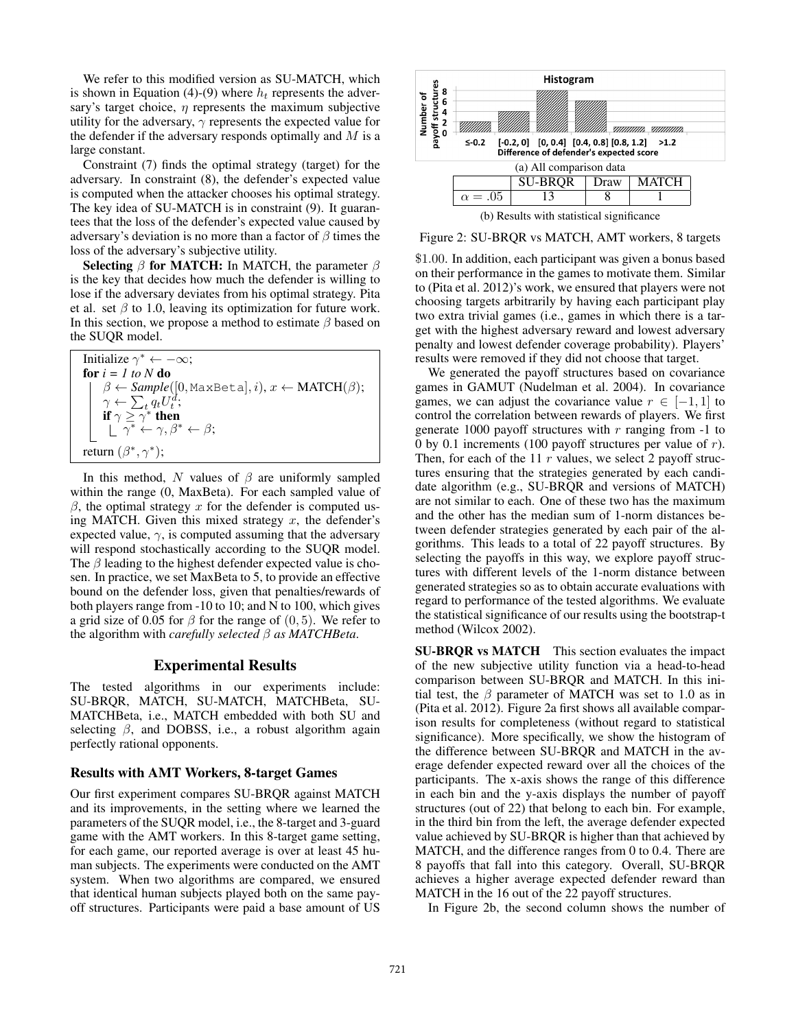We refer to this modified version as SU-MATCH, which is shown in Equation (4)-(9) where $h_t$ represents the adversary's target choice, $\eta$ represents the maximum subjective utility for the adversary, $\gamma$ represents the expected value for the defender if the adversary responds optimally and $M$ is a large constant.

Constraint (7) finds the optimal strategy (target) for the adversary. In constraint (8), the defender's expected value is computed when the attacker chooses his optimal strategy. The key idea of SU-MATCH is in constraint (9). It guarantees that the loss of the defender's expected value caused by adversary's deviation is no more than a factor of $\beta$ times the loss of the adversary's subjective utility.

**Selecting $\beta$ for MATCH:** In MATCH, the parameter $\beta$ is the key that decides how much the defender is willing to lose if the adversary deviates from his optimal strategy. Pita et al. set $\beta$ to 1.0, leaving its optimization for future work. In this section, we propose a method to estimate $\beta$ based on the SUQR model.

```
Initialize γ* ← −∞;
for i = 1 to N do
    β ← Sample([0, MaxBeta], i), x ← MATCH(β);
    γ ← Σ_t q_t U_t^d;
    if γ ≥ γ* then
        γ* ← γ, β* ← β;
return (β*, γ*);
```

In this method, $N$ values of $\beta$ are uniformly sampled within the range (0, MaxBeta). For each sampled value of $\beta$, the optimal strategy $x$ for the defender is computed using MATCH. Given this mixed strategy $x$, the defender's expected value, $\gamma$, is computed assuming that the adversary will respond stochastically according to the SUQR model. The $\beta$ leading to the highest defender expected value is chosen. In practice, we set MaxBeta to 5, to provide an effective bound on the defender loss, given that penalties/rewards of both players range from -10 to 10; and N to 100, which gives a grid size of 0.05 for $\beta$ for the range of $(0, 5)$. We refer to the algorithm with *carefully selected $\beta$ as MATCHBeta*.

## Experimental Results

The tested algorithms in our experiments include: SU-BRQR, MATCH, SU-MATCH, MATCHBeta, SU-MATCHBeta, i.e., MATCH embedded with both SU and selecting $\beta$, and DOBSS, i.e., a robust algorithm again perfectly rational opponents.

### Results with AMT Workers, 8-target Games

Our first experiment compares SU-BRQR against MATCH and its improvements, in the setting where we learned the parameters of the SUQR model, i.e., the 8-target and 3-guard game with the AMT workers. In this 8-target game setting, for each game, our reported average is over at least 45 human subjects. The experiments were conducted on the AMT system. When two algorithms are compared, we ensured that identical human subjects played both on the same payoff structures. Participants were paid a base amount of US $1.00. In addition, each participant was given a bonus based on their performance in the games to motivate them. Similar to (Pita et al. 2012)'s work, we ensured that players were not choosing targets arbitrarily by having each participant play two extra trivial games (i.e., games in which there is a target with the highest adversary reward and lowest adversary penalty and lowest defender coverage probability). Players' results were removed if they did not choose that target.

We generated the payoff structures based on covariance games in GAMUT (Nudelman et al. 2004). In covariance games, we can adjust the covariance value $r \in [-1, 1]$ to control the correlation between rewards of players. We first generate 1000 payoff structures with $r$ ranging from -1 to 0 by 0.1 increments (100 payoff structures per value of $r$). Then, for each of the 11 $r$ values, we select 2 payoff structures ensuring that the strategies generated by each candidate algorithm (e.g., SU-BRQR and versions of MATCH) are not similar to each. One of these two has the maximum and the other has the median sum of 1-norm distances between defender strategies generated by each pair of the algorithms. This leads to a total of 22 payoff structures. By selecting the payoffs in this way, we explore payoff structures with different levels of the 1-norm distance between generated strategies so as to obtain accurate evaluations with regard to performance of the tested algorithms. We evaluate the statistical significance of our results using the bootstrap-t method (Wilcox 2002).

Histogram

| Difference of defender's expected score | ≤-0.2 | [-0.2, 0] | [0, 0.4] | [0.4, 0.8] | [0.8, 1.2] | >1.2 |
|---|---|---|---|---|---|---|
| Number of payoff structures | 2 | 4 | 8 | 6 | 1 | 1 |

(a) All comparison data

| | SU-BRQR | Draw | MATCH |
|---|---|---|---|
| $\alpha = .05$ | 13 | 8 | 1 |

(b) Results with statistical significance

Figure 2: SU-BRQR vs MATCH, AMT workers, 8 targets

**SU-BRQR vs MATCH** This section evaluates the impact of the new subjective utility function via a head-to-head comparison between SU-BRQR and MATCH. In this initial test, the $\beta$ parameter of MATCH was set to 1.0 as in (Pita et al. 2012). Figure 2a first shows all available comparison results for completeness (without regard to statistical significance). More specifically, we show the histogram of the difference between SU-BRQR and MATCH in the average defender expected reward over all the choices of the participants. The x-axis shows the range of this difference in each bin and the y-axis displays the number of payoff structures (out of 22) that belong to each bin. For example, in the third bin from the left, the average defender expected value achieved by SU-BRQR is higher than that achieved by MATCH, and the difference ranges from 0 to 0.4. There are 8 payoffs that fall into this category. Overall, SU-BRQR achieves a higher average expected defender reward than MATCH in the 16 out of the 22 payoff structures.

In Figure 2b, the second column shows the number of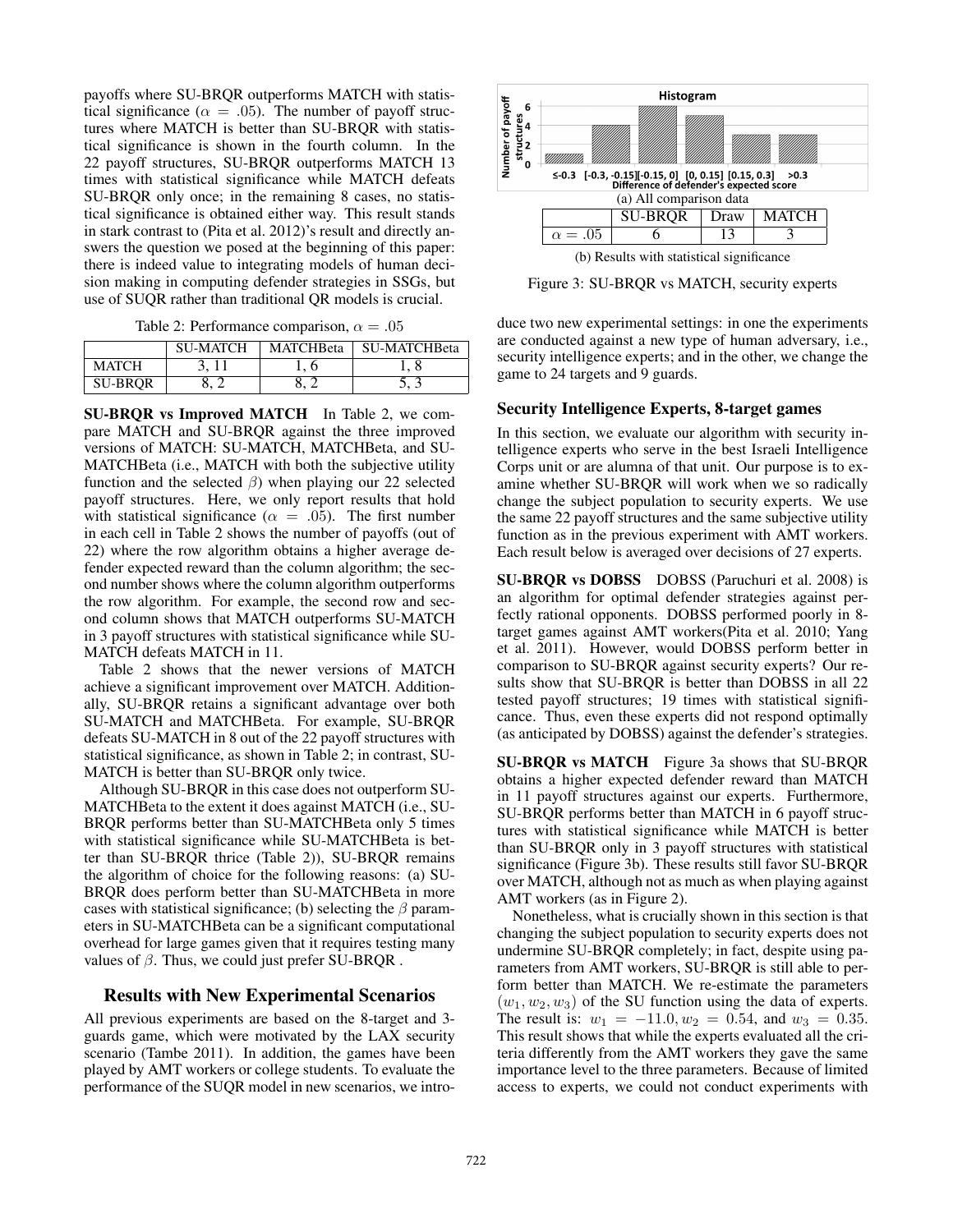payoffs where SU-BRQR outperforms MATCH with statistical significance ($\alpha = .05$). The number of payoff structures where MATCH is better than SU-BRQR with statistical significance is shown in the fourth column. In the 22 payoff structures, SU-BRQR outperforms MATCH 13 times with statistical significance while MATCH defeats SU-BRQR only once; in the remaining 8 cases, no statistical significance is obtained either way. This result stands in stark contrast to (Pita et al. 2012)'s result and directly answers the question we posed at the beginning of this paper: there is indeed value to integrating models of human decision making in computing defender strategies in SSGs, but use of SUQR rather than traditional QR models is crucial.

Table 2: Performance comparison, $\alpha = .05$

| | SU-MATCH | MATCHBeta | SU-MATCHBeta |
|---|---|---|---|
| MATCH | 3, 11 | 1, 6 | 1, 8 |
| SU-BRQR | 8, 2 | 8, 2 | 5, 3 |

**SU-BRQR vs Improved MATCH** In Table 2, we compare MATCH and SU-BRQR against the three improved versions of MATCH: SU-MATCH, MATCHBeta, and SU-MATCHBeta (i.e., MATCH with both the subjective utility function and the selected $\beta$) when playing our 22 selected payoff structures. Here, we only report results that hold with statistical significance ($\alpha = .05$). The first number in each cell in Table 2 shows the number of payoffs (out of 22) where the row algorithm obtains a higher average defender expected reward than the column algorithm; the second number shows where the column algorithm outperforms the row algorithm. For example, the second row and second column shows that MATCH outperforms SU-MATCH in 3 payoff structures with statistical significance while SU-MATCH defeats MATCH in 11.

Table 2 shows that the newer versions of MATCH achieve a significant improvement over MATCH. Additionally, SU-BRQR retains a significant advantage over both SU-MATCH and MATCHBeta. For example, SU-BRQR defeats SU-MATCH in 8 out of the 22 payoff structures with statistical significance, as shown in Table 2; in contrast, SU-MATCH is better than SU-BRQR only twice.

Although SU-BRQR in this case does not outperform SU-MATCHBeta to the extent it does against MATCH (i.e., SU-BRQR performs better than SU-MATCHBeta only 5 times with statistical significance while SU-MATCHBeta is better than SU-BRQR thrice (Table 2)), SU-BRQR remains the algorithm of choice for the following reasons: (a) SU-BRQR does perform better than SU-MATCHBeta in more cases with statistical significance; (b) selecting the $\beta$ parameters in SU-MATCHBeta can be a significant computational overhead for large games given that it requires testing many values of $\beta$. Thus, we could just prefer SU-BRQR .

## Results with New Experimental Scenarios

All previous experiments are based on the 8-target and 3-guards game, which were motivated by the LAX security scenario (Tambe 2011). In addition, the games have been played by AMT workers or college students. To evaluate the performance of the SUQR model in new scenarios, we introduce two new experimental settings: in one the experiments are conducted against a new type of human adversary, i.e., security intelligence experts; and in the other, we change the game to 24 targets and 9 guards.

Histogram

Number of payoff structures

Difference of defender's expected score

≤-0.3 | [-0.3, -0.15] | [-0.15, 0] | [0, 0.15] | [0.15, 0.3] | >0.3

(a) All comparison data

| | SU-BRQR | Draw | MATCH |
|---|---|---|---|
| $\alpha = .05$ | 6 | 13 | 3 |

(b) Results with statistical significance

Figure 3: SU-BRQR vs MATCH, security experts

### Security Intelligence Experts, 8-target games

In this section, we evaluate our algorithm with security intelligence experts who serve in the best Israeli Intelligence Corps unit or are alumna of that unit. Our purpose is to examine whether SU-BRQR will work when we so radically change the subject population to security experts. We use the same 22 payoff structures and the same subjective utility function as in the previous experiment with AMT workers. Each result below is averaged over decisions of 27 experts.

**SU-BRQR vs DOBSS** DOBSS (Paruchuri et al. 2008) is an algorithm for optimal defender strategies against perfectly rational opponents. DOBSS performed poorly in 8-target games against AMT workers(Pita et al. 2010; Yang et al. 2011). However, would DOBSS perform better in comparison to SU-BRQR against security experts? Our results show that SU-BRQR is better than DOBSS in all 22 tested payoff structures; 19 times with statistical significance. Thus, even these experts did not respond optimally (as anticipated by DOBSS) against the defender's strategies.

**SU-BRQR vs MATCH** Figure 3a shows that SU-BRQR obtains a higher expected defender reward than MATCH in 11 payoff structures against our experts. Furthermore, SU-BRQR performs better than MATCH in 6 payoff structures with statistical significance while MATCH is better than SU-BRQR only in 3 payoff structures with statistical significance (Figure 3b). These results still favor SU-BRQR over MATCH, although not as much as when playing against AMT workers (as in Figure 2).

Nonetheless, what is crucially shown in this section is that changing the subject population to security experts does not undermine SU-BRQR completely; in fact, despite using parameters from AMT workers, SU-BRQR is still able to perform better than MATCH. We re-estimate the parameters $(w_1, w_2, w_3)$ of the SU function using the data of experts. The result is: $w_1 = -11.0, w_2 = 0.54$, and $w_3 = 0.35$. This result shows that while the experts evaluated all the criteria differently from the AMT workers they gave the same importance level to the three parameters. Because of limited access to experts, we could not conduct experiments with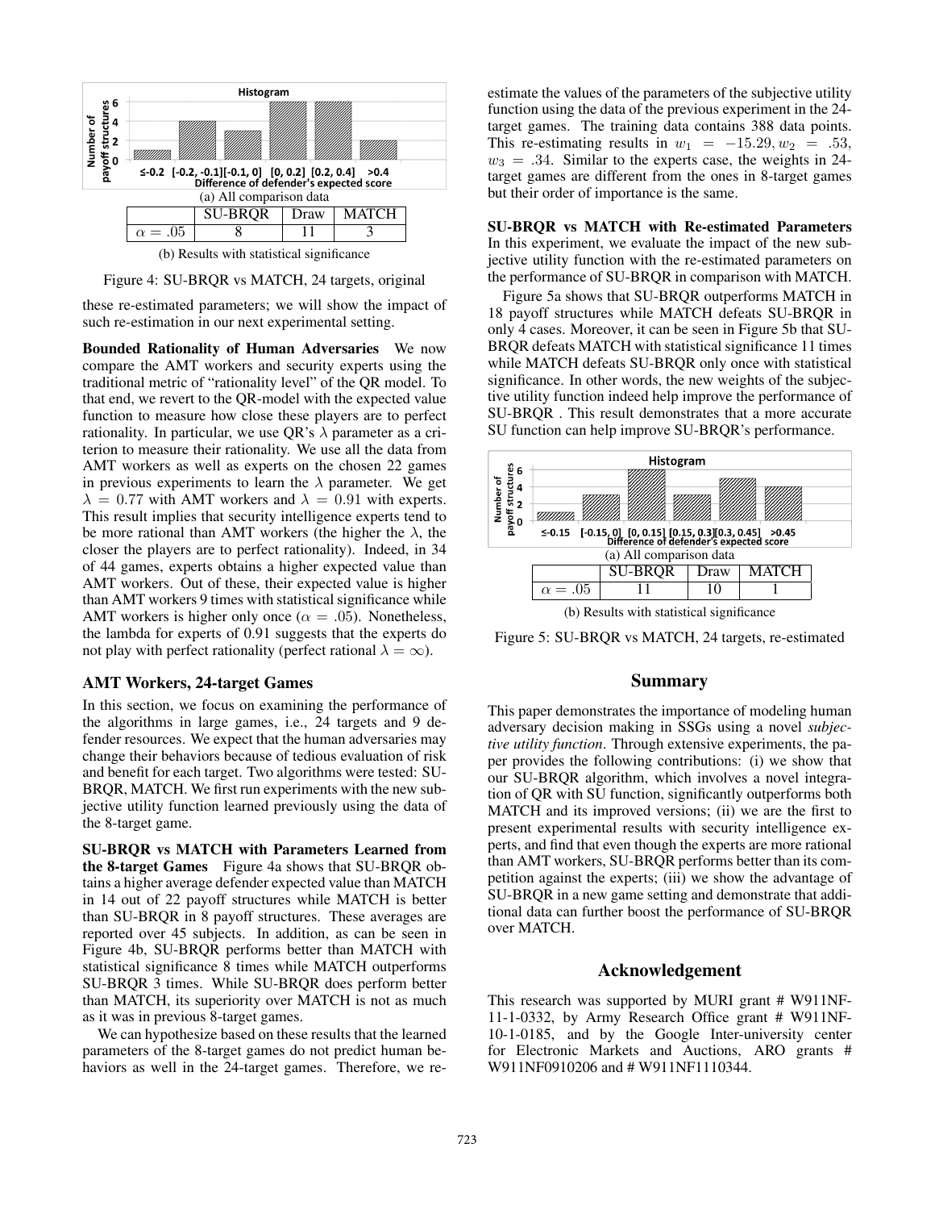Histogram

(a) All comparison data

| | SU-BRQR | Draw | MATCH |
|---|---|---|---|
| $\alpha = .05$ | 8 | 11 | 3 |

(b) Results with statistical significance

Figure 4: SU-BRQR vs MATCH, 24 targets, original

these re-estimated parameters; we will show the impact of such re-estimation in our next experimental setting.

**Bounded Rationality of Human Adversaries** We now compare the AMT workers and security experts using the traditional metric of "rationality level" of the QR model. To that end, we revert to the QR-model with the expected value function to measure how close these players are to perfect rationality. In particular, we use QR's $\lambda$ parameter as a criterion to measure their rationality. We use all the data from AMT workers as well as experts on the chosen 22 games in previous experiments to learn the $\lambda$ parameter. We get $\lambda = 0.77$ with AMT workers and $\lambda = 0.91$ with experts. This result implies that security intelligence experts tend to be more rational than AMT workers (the higher the $\lambda$, the closer the players are to perfect rationality). Indeed, in 34 of 44 games, experts obtains a higher expected value than AMT workers. Out of these, their expected value is higher than AMT workers 9 times with statistical significance while AMT workers is higher only once ($\alpha = .05$). Nonetheless, the lambda for experts of 0.91 suggests that the experts do not play with perfect rationality (perfect rational $\lambda = \infty$).

## AMT Workers, 24-target Games

In this section, we focus on examining the performance of the algorithms in large games, i.e., 24 targets and 9 defender resources. We expect that the human adversaries may change their behaviors because of tedious evaluation of risk and benefit for each target. Two algorithms were tested: SU-BRQR, MATCH. We first run experiments with the new subjective utility function learned previously using the data of the 8-target game.

**SU-BRQR vs MATCH with Parameters Learned from the 8-target Games** Figure 4a shows that SU-BRQR obtains a higher average defender expected value than MATCH in 14 out of 22 payoff structures while MATCH is better than SU-BRQR in 8 payoff structures. These averages are reported over 45 subjects. In addition, as can be seen in Figure 4b, SU-BRQR performs better than MATCH with statistical significance 8 times while MATCH outperforms SU-BRQR 3 times. While SU-BRQR does perform better than MATCH, its superiority over MATCH is not as much as it was in previous 8-target games.

We can hypothesize based on these results that the learned parameters of the 8-target games do not predict human behaviors as well in the 24-target games. Therefore, we re-estimate the values of the parameters of the subjective utility function using the data of the previous experiment in the 24-target games. The training data contains 388 data points. This re-estimating results in $w_1 = -15.29, w_2 = .53, w_3 = .34$. Similar to the experts case, the weights in 24-target games are different from the ones in 8-target games but their order of importance is the same.

**SU-BRQR vs MATCH with Re-estimated Parameters** In this experiment, we evaluate the impact of the new subjective utility function with the re-estimated parameters on the performance of SU-BRQR in comparison with MATCH.

Figure 5a shows that SU-BRQR outperforms MATCH in 18 payoff structures while MATCH defeats SU-BRQR in only 4 cases. Moreover, it can be seen in Figure 5b that SU-BRQR defeats MATCH with statistical significance 11 times while MATCH defeats SU-BRQR only once with statistical significance. In other words, the new weights of the subjective utility function indeed help improve the performance of SU-BRQR . This result demonstrates that a more accurate SU function can help improve SU-BRQR's performance.

Histogram

(a) All comparison data

| | SU-BRQR | Draw | MATCH |
|---|---|---|---|
| $\alpha = .05$ | 11 | 10 | 1 |

(b) Results with statistical significance

Figure 5: SU-BRQR vs MATCH, 24 targets, re-estimated

## Summary

This paper demonstrates the importance of modeling human adversary decision making in SSGs using a novel *subjective utility function*. Through extensive experiments, the paper provides the following contributions: (i) we show that our SU-BRQR algorithm, which involves a novel integration of QR with SU function, significantly outperforms both MATCH and its improved versions; (ii) we are the first to present experimental results with security intelligence experts, and find that even though the experts are more rational than AMT workers, SU-BRQR performs better than its competition against the experts; (iii) we show the advantage of SU-BRQR in a new game setting and demonstrate that additional data can further boost the performance of SU-BRQR over MATCH.

## Acknowledgement

This research was supported by MURI grant # W911NF-11-1-0332, by Army Research Office grant # W911NF-10-1-0185, and by the Google Inter-university center for Electronic Markets and Auctions, ARO grants # W911NF0910206 and # W911NF1110344.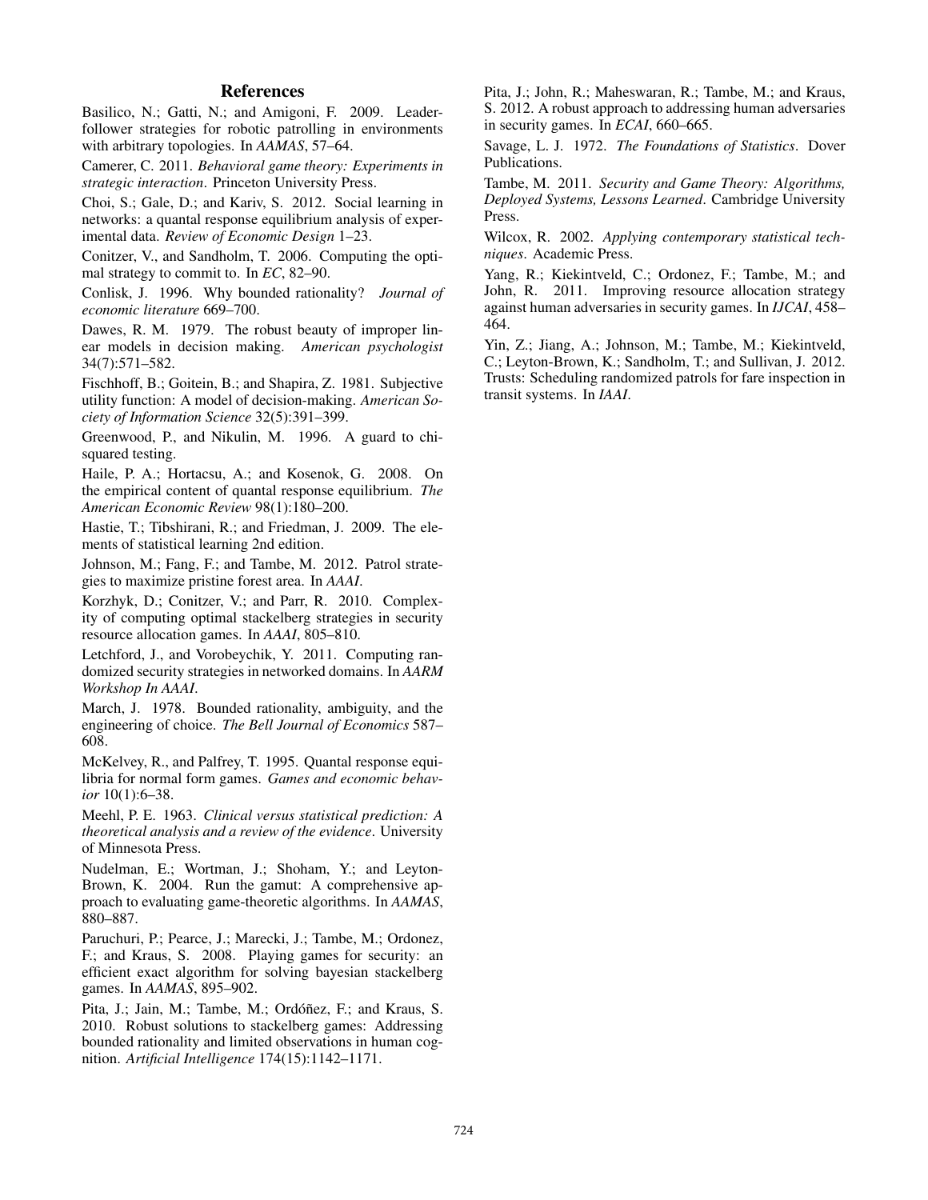## References

Basilico, N.; Gatti, N.; and Amigoni, F. 2009. Leader-follower strategies for robotic patrolling in environments with arbitrary topologies. In *AAMAS*, 57–64.

Camerer, C. 2011. *Behavioral game theory: Experiments in strategic interaction*. Princeton University Press.

Choi, S.; Gale, D.; and Kariv, S. 2012. Social learning in networks: a quantal response equilibrium analysis of experimental data. *Review of Economic Design* 1–23.

Conitzer, V., and Sandholm, T. 2006. Computing the optimal strategy to commit to. In *EC*, 82–90.

Conlisk, J. 1996. Why bounded rationality? *Journal of economic literature* 669–700.

Dawes, R. M. 1979. The robust beauty of improper linear models in decision making. *American psychologist* 34(7):571–582.

Fischhoff, B.; Goitein, B.; and Shapira, Z. 1981. Subjective utility function: A model of decision-making. *American Society of Information Science* 32(5):391–399.

Greenwood, P., and Nikulin, M. 1996. A guard to chi-squared testing.

Haile, P. A.; Hortacsu, A.; and Kosenok, G. 2008. On the empirical content of quantal response equilibrium. *The American Economic Review* 98(1):180–200.

Hastie, T.; Tibshirani, R.; and Friedman, J. 2009. The elements of statistical learning 2nd edition.

Johnson, M.; Fang, F.; and Tambe, M. 2012. Patrol strategies to maximize pristine forest area. In *AAAI*.

Korzhyk, D.; Conitzer, V.; and Parr, R. 2010. Complexity of computing optimal stackelberg strategies in security resource allocation games. In *AAAI*, 805–810.

Letchford, J., and Vorobeychik, Y. 2011. Computing randomized security strategies in networked domains. In *AARM Workshop In AAAI*.

March, J. 1978. Bounded rationality, ambiguity, and the engineering of choice. *The Bell Journal of Economics* 587–608.

McKelvey, R., and Palfrey, T. 1995. Quantal response equilibria for normal form games. *Games and economic behavior* 10(1):6–38.

Meehl, P. E. 1963. *Clinical versus statistical prediction: A theoretical analysis and a review of the evidence*. University of Minnesota Press.

Nudelman, E.; Wortman, J.; Shoham, Y.; and Leyton-Brown, K. 2004. Run the gamut: A comprehensive approach to evaluating game-theoretic algorithms. In *AAMAS*, 880–887.

Paruchuri, P.; Pearce, J.; Marecki, J.; Tambe, M.; Ordonez, F.; and Kraus, S. 2008. Playing games for security: an efficient exact algorithm for solving bayesian stackelberg games. In *AAMAS*, 895–902.

Pita, J.; Jain, M.; Tambe, M.; Ordóñez, F.; and Kraus, S. 2010. Robust solutions to stackelberg games: Addressing bounded rationality and limited observations in human cognition. *Artificial Intelligence* 174(15):1142–1171.

Pita, J.; John, R.; Maheswaran, R.; Tambe, M.; and Kraus, S. 2012. A robust approach to addressing human adversaries in security games. In *ECAI*, 660–665.

Savage, L. J. 1972. *The Foundations of Statistics*. Dover Publications.

Tambe, M. 2011. *Security and Game Theory: Algorithms, Deployed Systems, Lessons Learned*. Cambridge University Press.

Wilcox, R. 2002. *Applying contemporary statistical techniques*. Academic Press.

Yang, R.; Kiekintveld, C.; Ordonez, F.; Tambe, M.; and John, R. 2011. Improving resource allocation strategy against human adversaries in security games. In *IJCAI*, 458–464.

Yin, Z.; Jiang, A.; Johnson, M.; Tambe, M.; Kiekintveld, C.; Leyton-Brown, K.; Sandholm, T.; and Sullivan, J. 2012. Trusts: Scheduling randomized patrols for fare inspection in transit systems. In *IAAI*.